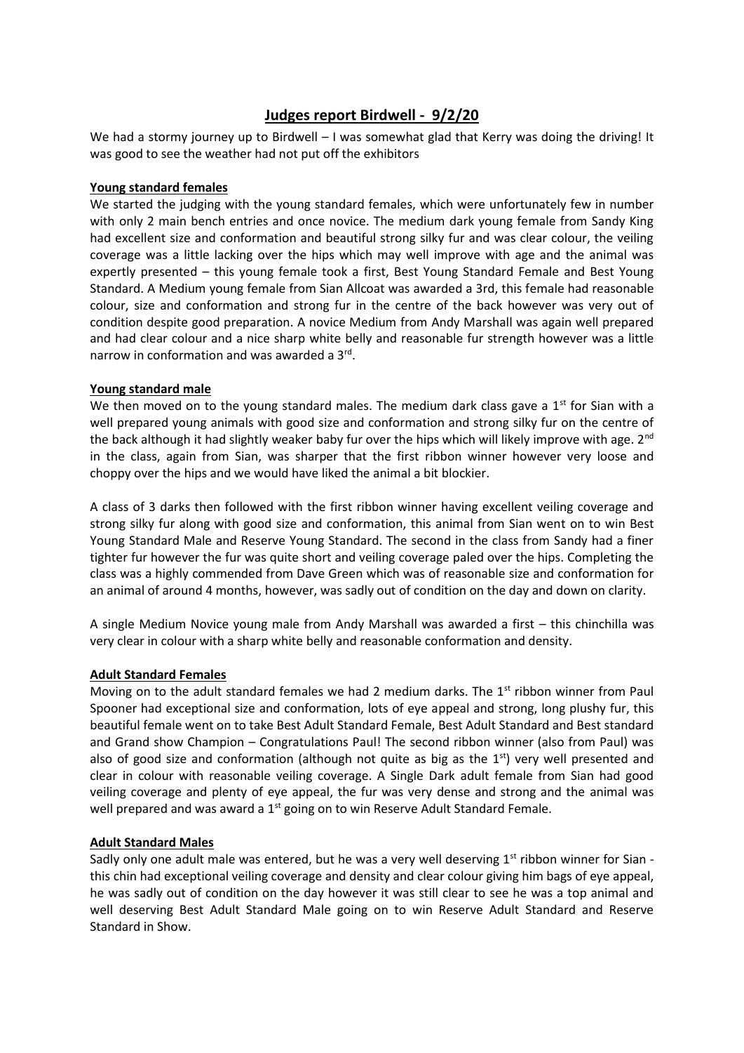# Judges report Birdwell - 9/2/20

We had a stormy journey up to Birdwell – I was somewhat glad that Kerry was doing the driving! It was good to see the weather had not put off the exhibitors

## Young standard females

We started the judging with the young standard females, which were unfortunately few in number with only 2 main bench entries and once novice. The medium dark young female from Sandy King had excellent size and conformation and beautiful strong silky fur and was clear colour, the veiling coverage was a little lacking over the hips which may well improve with age and the animal was expertly presented – this young female took a first, Best Young Standard Female and Best Young Standard. A Medium young female from Sian Allcoat was awarded a 3rd, this female had reasonable colour, size and conformation and strong fur in the centre of the back however was very out of condition despite good preparation. A novice Medium from Andy Marshall was again well prepared and had clear colour and a nice sharp white belly and reasonable fur strength however was a little narrow in conformation and was awarded a 3rd.

## Young standard male

We then moved on to the young standard males. The medium dark class gave a 1st for Sian with a well prepared young animals with good size and conformation and strong silky fur on the centre of the back although it had slightly weaker baby fur over the hips which will likely improve with age. 2nd in the class, again from Sian, was sharper that the first ribbon winner however very loose and choppy over the hips and we would have liked the animal a bit blockier.

A class of 3 darks then followed with the first ribbon winner having excellent veiling coverage and strong silky fur along with good size and conformation, this animal from Sian went on to win Best Young Standard Male and Reserve Young Standard. The second in the class from Sandy had a finer tighter fur however the fur was quite short and veiling coverage paled over the hips. Completing the class was a highly commended from Dave Green which was of reasonable size and conformation for an animal of around 4 months, however, was sadly out of condition on the day and down on clarity.

A single Medium Novice young male from Andy Marshall was awarded a first – this chinchilla was very clear in colour with a sharp white belly and reasonable conformation and density.

## Adult Standard Females

Moving on to the adult standard females we had 2 medium darks. The 1st ribbon winner from Paul Spooner had exceptional size and conformation, lots of eye appeal and strong, long plushy fur, this beautiful female went on to take Best Adult Standard Female, Best Adult Standard and Best standard and Grand show Champion – Congratulations Paul! The second ribbon winner (also from Paul) was also of good size and conformation (although not quite as big as the 1st) very well presented and clear in colour with reasonable veiling coverage. A Single Dark adult female from Sian had good veiling coverage and plenty of eye appeal, the fur was very dense and strong and the animal was well prepared and was award a 1st going on to win Reserve Adult Standard Female.

## Adult Standard Males

Sadly only one adult male was entered, but he was a very well deserving 1st ribbon winner for Sian - this chin had exceptional veiling coverage and density and clear colour giving him bags of eye appeal, he was sadly out of condition on the day however it was still clear to see he was a top animal and well deserving Best Adult Standard Male going on to win Reserve Adult Standard and Reserve Standard in Show.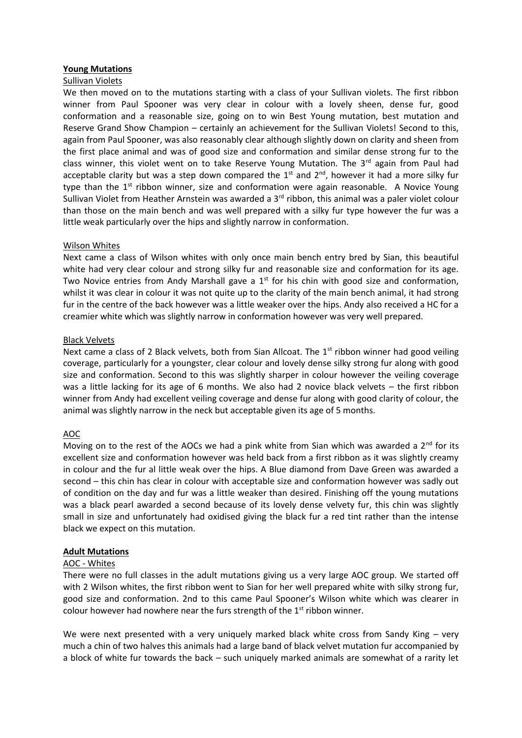## **Young Mutations**

### Sullivan Violets

We then moved on to the mutations starting with a class of your Sullivan violets. The first ribbon winner from Paul Spooner was very clear in colour with a lovely sheen, dense fur, good conformation and a reasonable size, going on to win Best Young mutation, best mutation and Reserve Grand Show Champion – certainly an achievement for the Sullivan Violets! Second to this, again from Paul Spooner, was also reasonably clear although slightly down on clarity and sheen from the first place animal and was of good size and conformation and similar dense strong fur to the class winner, this violet went on to take Reserve Young Mutation. The 3rd again from Paul had acceptable clarity but was a step down compared the 1st and 2nd, however it had a more silky fur type than the 1st ribbon winner, size and conformation were again reasonable. A Novice Young Sullivan Violet from Heather Arnstein was awarded a 3rd ribbon, this animal was a paler violet colour than those on the main bench and was well prepared with a silky fur type however the fur was a little weak particularly over the hips and slightly narrow in conformation.

### Wilson Whites

Next came a class of Wilson whites with only once main bench entry bred by Sian, this beautiful white had very clear colour and strong silky fur and reasonable size and conformation for its age. Two Novice entries from Andy Marshall gave a 1st for his chin with good size and conformation, whilst it was clear in colour it was not quite up to the clarity of the main bench animal, it had strong fur in the centre of the back however was a little weaker over the hips. Andy also received a HC for a creamier white which was slightly narrow in conformation however was very well prepared.

### Black Velvets

Next came a class of 2 Black velvets, both from Sian Allcoat. The 1st ribbon winner had good veiling coverage, particularly for a youngster, clear colour and lovely dense silky strong fur along with good size and conformation. Second to this was slightly sharper in colour however the veiling coverage was a little lacking for its age of 6 months. We also had 2 novice black velvets – the first ribbon winner from Andy had excellent veiling coverage and dense fur along with good clarity of colour, the animal was slightly narrow in the neck but acceptable given its age of 5 months.

### AOC

Moving on to the rest of the AOCs we had a pink white from Sian which was awarded a 2nd for its excellent size and conformation however was held back from a first ribbon as it was slightly creamy in colour and the fur al little weak over the hips. A Blue diamond from Dave Green was awarded a second – this chin has clear in colour with acceptable size and conformation however was sadly out of condition on the day and fur was a little weaker than desired. Finishing off the young mutations was a black pearl awarded a second because of its lovely dense velvety fur, this chin was slightly small in size and unfortunately had oxidised giving the black fur a red tint rather than the intense black we expect on this mutation.

## **Adult Mutations**

### AOC - Whites

There were no full classes in the adult mutations giving us a very large AOC group. We started off with 2 Wilson whites, the first ribbon went to Sian for her well prepared white with silky strong fur, good size and conformation. 2nd to this came Paul Spooner's Wilson white which was clearer in colour however had nowhere near the furs strength of the 1st ribbon winner.

We were next presented with a very uniquely marked black white cross from Sandy King – very much a chin of two halves this animals had a large band of black velvet mutation fur accompanied by a block of white fur towards the back – such uniquely marked animals are somewhat of a rarity let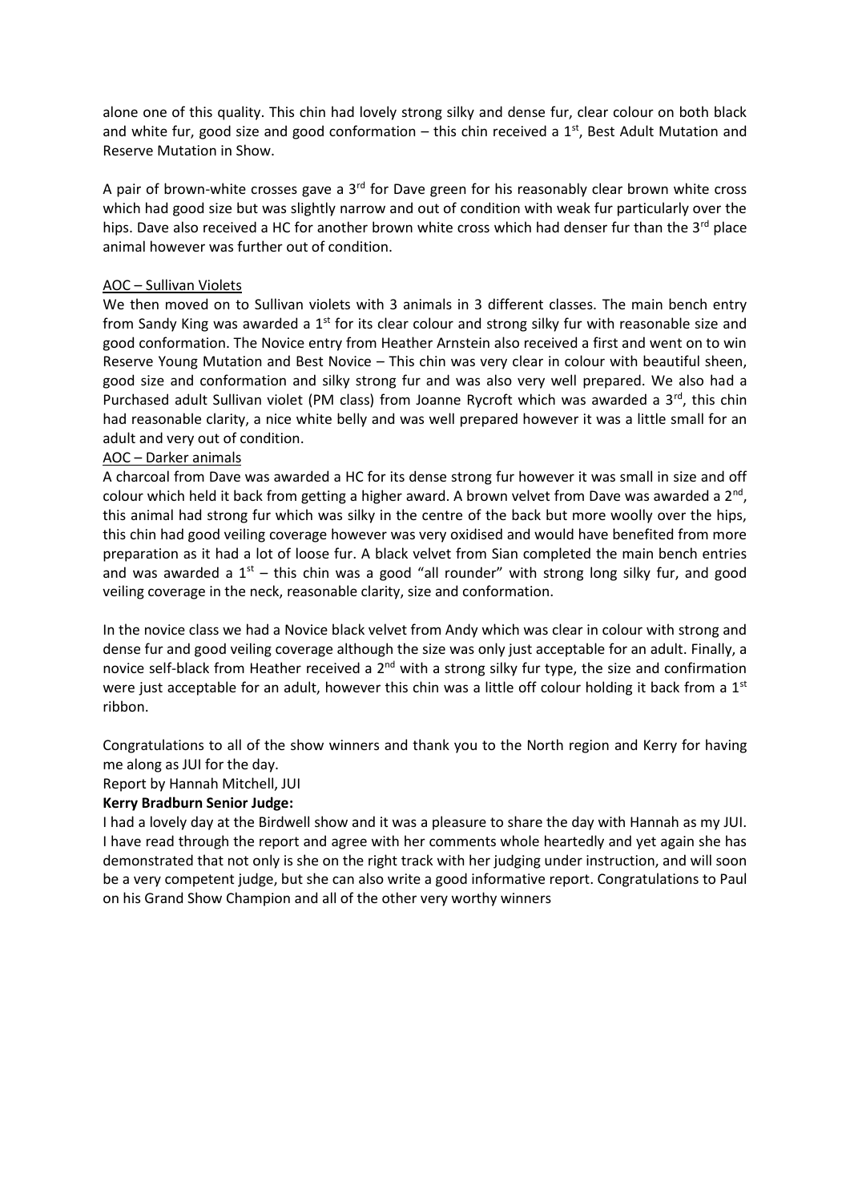alone one of this quality. This chin had lovely strong silky and dense fur, clear colour on both black and white fur, good size and good conformation – this chin received a 1st, Best Adult Mutation and Reserve Mutation in Show.

A pair of brown-white crosses gave a 3rd for Dave green for his reasonably clear brown white cross which had good size but was slightly narrow and out of condition with weak fur particularly over the hips. Dave also received a HC for another brown white cross which had denser fur than the 3rd place animal however was further out of condition.

<u>AOC – Sullivan Violets</u>

We then moved on to Sullivan violets with 3 animals in 3 different classes. The main bench entry from Sandy King was awarded a 1st for its clear colour and strong silky fur with reasonable size and good conformation. The Novice entry from Heather Arnstein also received a first and went on to win Reserve Young Mutation and Best Novice – This chin was very clear in colour with beautiful sheen, good size and conformation and silky strong fur and was also very well prepared. We also had a Purchased adult Sullivan violet (PM class) from Joanne Rycroft which was awarded a 3rd, this chin had reasonable clarity, a nice white belly and was well prepared however it was a little small for an adult and very out of condition.

<u>AOC – Darker animals</u>

A charcoal from Dave was awarded a HC for its dense strong fur however it was small in size and off colour which held it back from getting a higher award. A brown velvet from Dave was awarded a 2nd, this animal had strong fur which was silky in the centre of the back but more woolly over the hips, this chin had good veiling coverage however was very oxidised and would have benefited from more preparation as it had a lot of loose fur. A black velvet from Sian completed the main bench entries and was awarded a 1st – this chin was a good "all rounder" with strong long silky fur, and good veiling coverage in the neck, reasonable clarity, size and conformation.

In the novice class we had a Novice black velvet from Andy which was clear in colour with strong and dense fur and good veiling coverage although the size was only just acceptable for an adult. Finally, a novice self-black from Heather received a 2nd with a strong silky fur type, the size and confirmation were just acceptable for an adult, however this chin was a little off colour holding it back from a 1st ribbon.

Congratulations to all of the show winners and thank you to the North region and Kerry for having me along as JUI for the day.

Report by Hannah Mitchell, JUI

**Kerry Bradburn Senior Judge:**

I had a lovely day at the Birdwell show and it was a pleasure to share the day with Hannah as my JUI. I have read through the report and agree with her comments whole heartedly and yet again she has demonstrated that not only is she on the right track with her judging under instruction, and will soon be a very competent judge, but she can also write a good informative report. Congratulations to Paul on his Grand Show Champion and all of the other very worthy winners